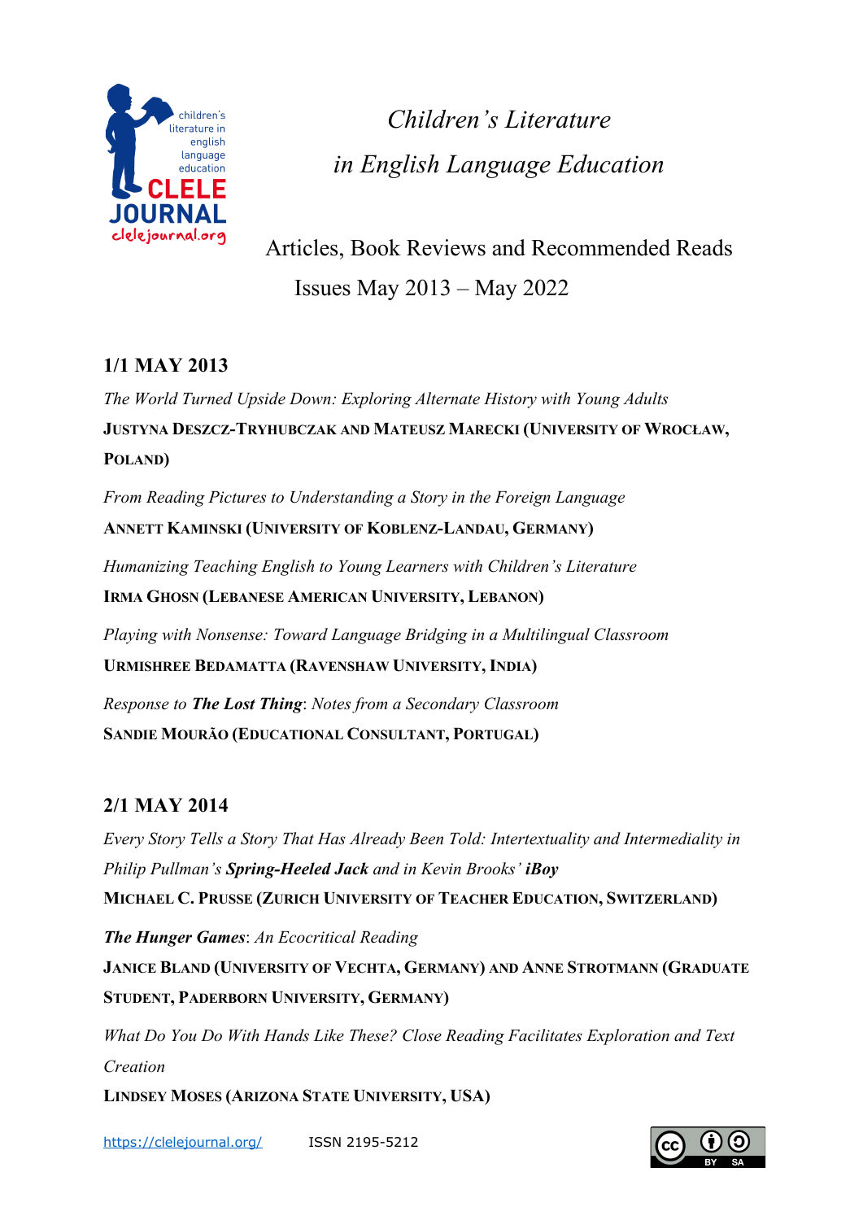# *Children's Literature in English Language Education*

## Articles, Book Reviews and Recommended Reads
## Issues May 2013 – May 2022

### 1/1 MAY 2013

*The World Turned Upside Down: Exploring Alternate History with Young Adults*
**JUSTYNA DESZCZ-TRYHUBCZAK AND MATEUSZ MARECKI (UNIVERSITY OF WROCŁAW, POLAND)**

*From Reading Pictures to Understanding a Story in the Foreign Language*
**ANNETT KAMINSKI (UNIVERSITY OF KOBLENZ-LANDAU, GERMANY)**

*Humanizing Teaching English to Young Learners with Children's Literature*
**IRMA GHOSN (LEBANESE AMERICAN UNIVERSITY, LEBANON)**

*Playing with Nonsense: Toward Language Bridging in a Multilingual Classroom*
**URMISHREE BEDAMATTA (RAVENSHAW UNIVERSITY, INDIA)**

*Response to* ***The Lost Thing****: Notes from a Secondary Classroom*
**SANDIE MOURÃO (EDUCATIONAL CONSULTANT, PORTUGAL)**

### 2/1 MAY 2014

*Every Story Tells a Story That Has Already Been Told: Intertextuality and Intermediality in Philip Pullman's* ***Spring-Heeled Jack*** *and in Kevin Brooks'* ***iBoy***
**MICHAEL C. PRUSSE (ZURICH UNIVERSITY OF TEACHER EDUCATION, SWITZERLAND)**

***The Hunger Games****: An Ecocritical Reading*
**JANICE BLAND (UNIVERSITY OF VECHTA, GERMANY) AND ANNE STROTMANN (GRADUATE STUDENT, PADERBORN UNIVERSITY, GERMANY)**

*What Do You Do With Hands Like These? Close Reading Facilitates Exploration and Text Creation*
**LINDSEY MOSES (ARIZONA STATE UNIVERSITY, USA)**

https://clelejournal.org/ ISSN 2195-5212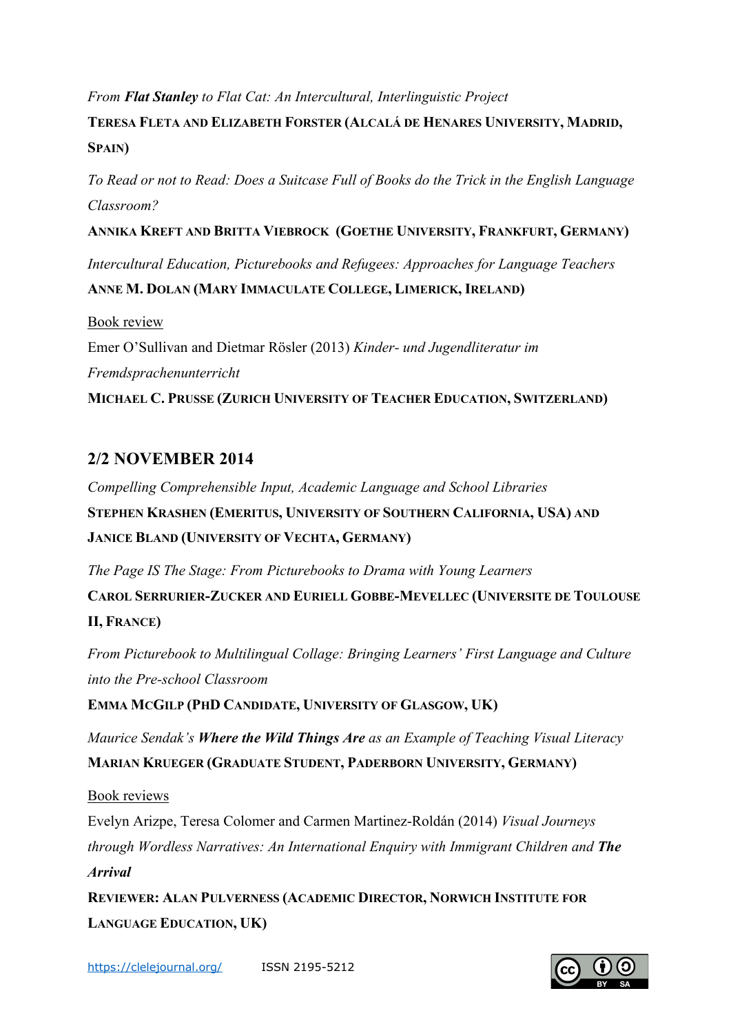*From **Flat Stanley** to Flat Cat: An Intercultural, Interlinguistic Project*

**TERESA FLETA AND ELIZABETH FORSTER (ALCALÁ DE HENARES UNIVERSITY, MADRID, SPAIN)**

*To Read or not to Read: Does a Suitcase Full of Books do the Trick in the English Language Classroom?*

**ANNIKA KREFT AND BRITTA VIEBROCK (GOETHE UNIVERSITY, FRANKFURT, GERMANY)**

*Intercultural Education, Picturebooks and Refugees: Approaches for Language Teachers*

**ANNE M. DOLAN (MARY IMMACULATE COLLEGE, LIMERICK, IRELAND)**

Book review

Emer O'Sullivan and Dietmar Rösler (2013) *Kinder- und Jugendliteratur im Fremdsprachenunterricht*

**MICHAEL C. PRUSSE (ZURICH UNIVERSITY OF TEACHER EDUCATION, SWITZERLAND)**

## 2/2 NOVEMBER 2014

*Compelling Comprehensible Input, Academic Language and School Libraries*

**STEPHEN KRASHEN (EMERITUS, UNIVERSITY OF SOUTHERN CALIFORNIA, USA) AND JANICE BLAND (UNIVERSITY OF VECHTA, GERMANY)**

*The Page IS The Stage: From Picturebooks to Drama with Young Learners*

**CAROL SERRURIER-ZUCKER AND EURIELL GOBBE-MEVELLEC (UNIVERSITE DE TOULOUSE II, FRANCE)**

*From Picturebook to Multilingual Collage: Bringing Learners' First Language and Culture into the Pre-school Classroom*

**EMMA MCGILP (PHD CANDIDATE, UNIVERSITY OF GLASGOW, UK)**

*Maurice Sendak's **Where the Wild Things Are** as an Example of Teaching Visual Literacy*

**MARIAN KRUEGER (GRADUATE STUDENT, PADERBORN UNIVERSITY, GERMANY)**

Book reviews

Evelyn Arizpe, Teresa Colomer and Carmen Martinez-Roldán (2014) *Visual Journeys through Wordless Narratives: An International Enquiry with Immigrant Children and **The Arrival***

**REVIEWER: ALAN PULVERNESS (ACADEMIC DIRECTOR, NORWICH INSTITUTE FOR LANGUAGE EDUCATION, UK)**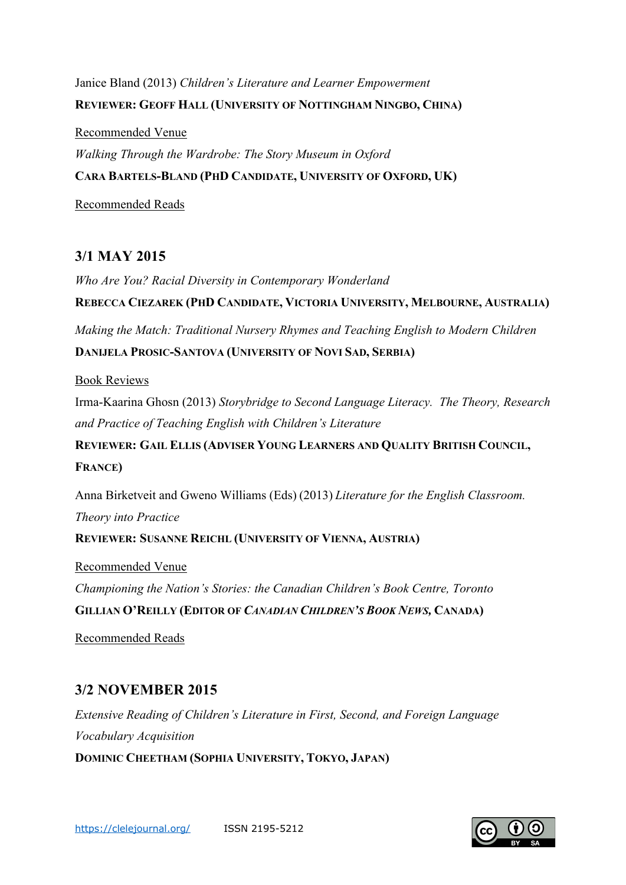Janice Bland (2013) *Children's Literature and Learner Empowerment*

**REVIEWER: GEOFF HALL (UNIVERSITY OF NOTTINGHAM NINGBO, CHINA)**

Recommended Venue

*Walking Through the Wardrobe: The Story Museum in Oxford*

**CARA BARTELS-BLAND (PHD CANDIDATE, UNIVERSITY OF OXFORD, UK)**

Recommended Reads

## 3/1 MAY 2015

*Who Are You? Racial Diversity in Contemporary Wonderland*

**REBECCA CIEZAREK (PHD CANDIDATE, VICTORIA UNIVERSITY, MELBOURNE, AUSTRALIA)**

*Making the Match: Traditional Nursery Rhymes and Teaching English to Modern Children*

**DANIJELA PROSIC-SANTOVA (UNIVERSITY OF NOVI SAD, SERBIA)**

Book Reviews

Irma-Kaarina Ghosn (2013) *Storybridge to Second Language Literacy. The Theory, Research and Practice of Teaching English with Children's Literature*

**REVIEWER: GAIL ELLIS (ADVISER YOUNG LEARNERS AND QUALITY BRITISH COUNCIL, FRANCE)**

Anna Birketveit and Gweno Williams (Eds) (2013) *Literature for the English Classroom. Theory into Practice*

**REVIEWER: SUSANNE REICHL (UNIVERSITY OF VIENNA, AUSTRIA)**

Recommended Venue

*Championing the Nation's Stories: the Canadian Children's Book Centre, Toronto*

**GILLIAN O'REILLY (EDITOR OF *CANADIAN CHILDREN'S BOOK NEWS*, CANADA)**

Recommended Reads

## 3/2 NOVEMBER 2015

*Extensive Reading of Children's Literature in First, Second, and Foreign Language Vocabulary Acquisition*

**DOMINIC CHEETHAM (SOPHIA UNIVERSITY, TOKYO, JAPAN)**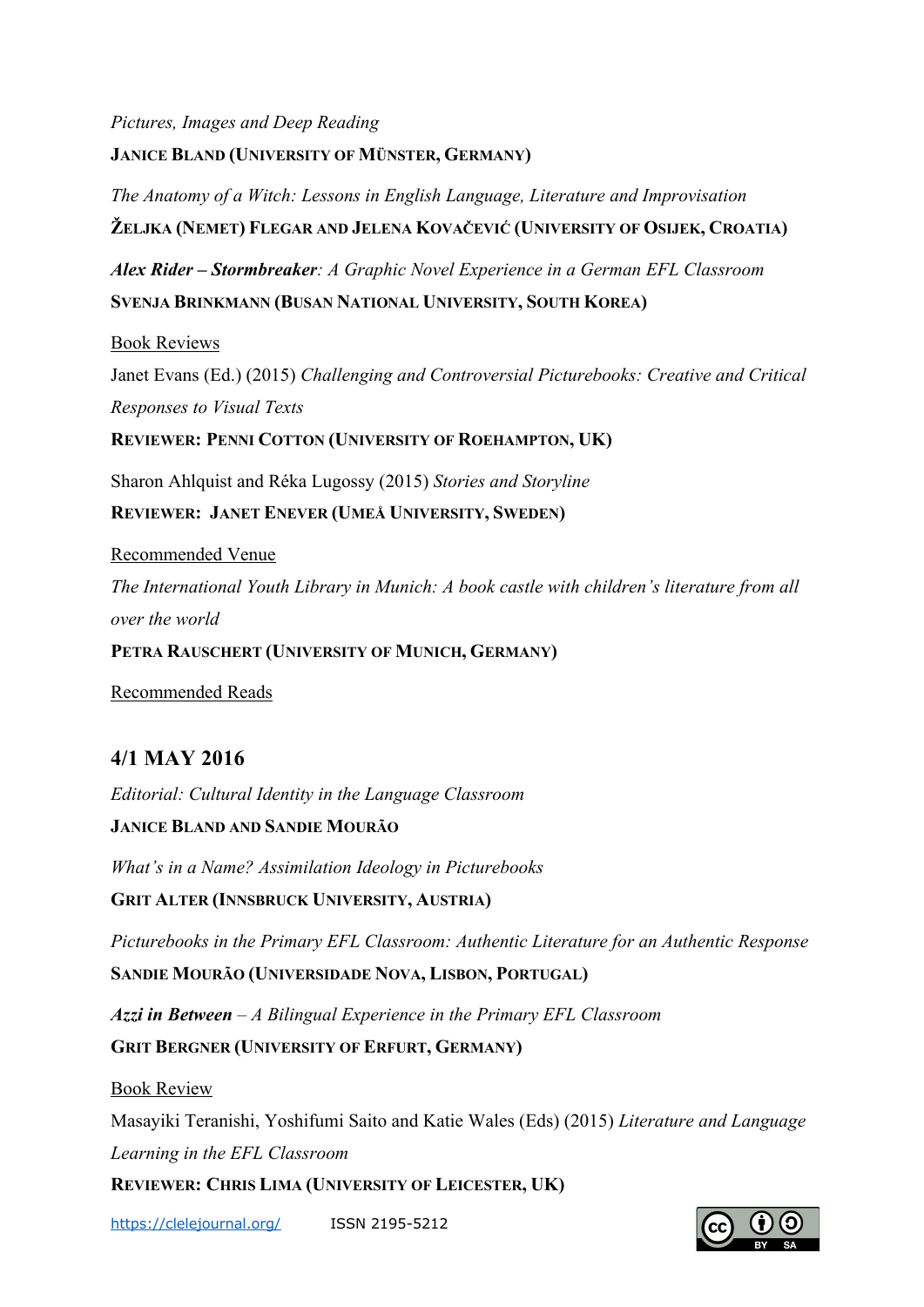*Pictures, Images and Deep Reading*

**JANICE BLAND (UNIVERSITY OF MÜNSTER, GERMANY)**

*The Anatomy of a Witch: Lessons in English Language, Literature and Improvisation*

**ŽELJKA (NEMET) FLEGAR AND JELENA KOVAČEVIĆ (UNIVERSITY OF OSIJEK, CROATIA)**

***Alex Rider – Stormbreaker****: A Graphic Novel Experience in a German EFL Classroom*

**SVENJA BRINKMANN (BUSAN NATIONAL UNIVERSITY, SOUTH KOREA)**

Book Reviews

Janet Evans (Ed.) (2015) *Challenging and Controversial Picturebooks: Creative and Critical Responses to Visual Texts*

**REVIEWER: PENNI COTTON (UNIVERSITY OF ROEHAMPTON, UK)**

Sharon Ahlquist and Réka Lugossy (2015) *Stories and Storyline*

**REVIEWER: JANET ENEVER (UMEÅ UNIVERSITY, SWEDEN)**

Recommended Venue

*The International Youth Library in Munich: A book castle with children's literature from all over the world*

**PETRA RAUSCHERT (UNIVERSITY OF MUNICH, GERMANY)**

Recommended Reads

## 4/1 MAY 2016

*Editorial: Cultural Identity in the Language Classroom*

**JANICE BLAND AND SANDIE MOURÃO**

*What's in a Name? Assimilation Ideology in Picturebooks*

**GRIT ALTER (INNSBRUCK UNIVERSITY, AUSTRIA)**

*Picturebooks in the Primary EFL Classroom: Authentic Literature for an Authentic Response*

**SANDIE MOURÃO (UNIVERSIDADE NOVA, LISBON, PORTUGAL)**

***Azzi in Between*** *– A Bilingual Experience in the Primary EFL Classroom*

**GRIT BERGNER (UNIVERSITY OF ERFURT, GERMANY)**

Book Review

Masayiki Teranishi, Yoshifumi Saito and Katie Wales (Eds) (2015) *Literature and Language Learning in the EFL Classroom*

**REVIEWER: CHRIS LIMA (UNIVERSITY OF LEICESTER, UK)**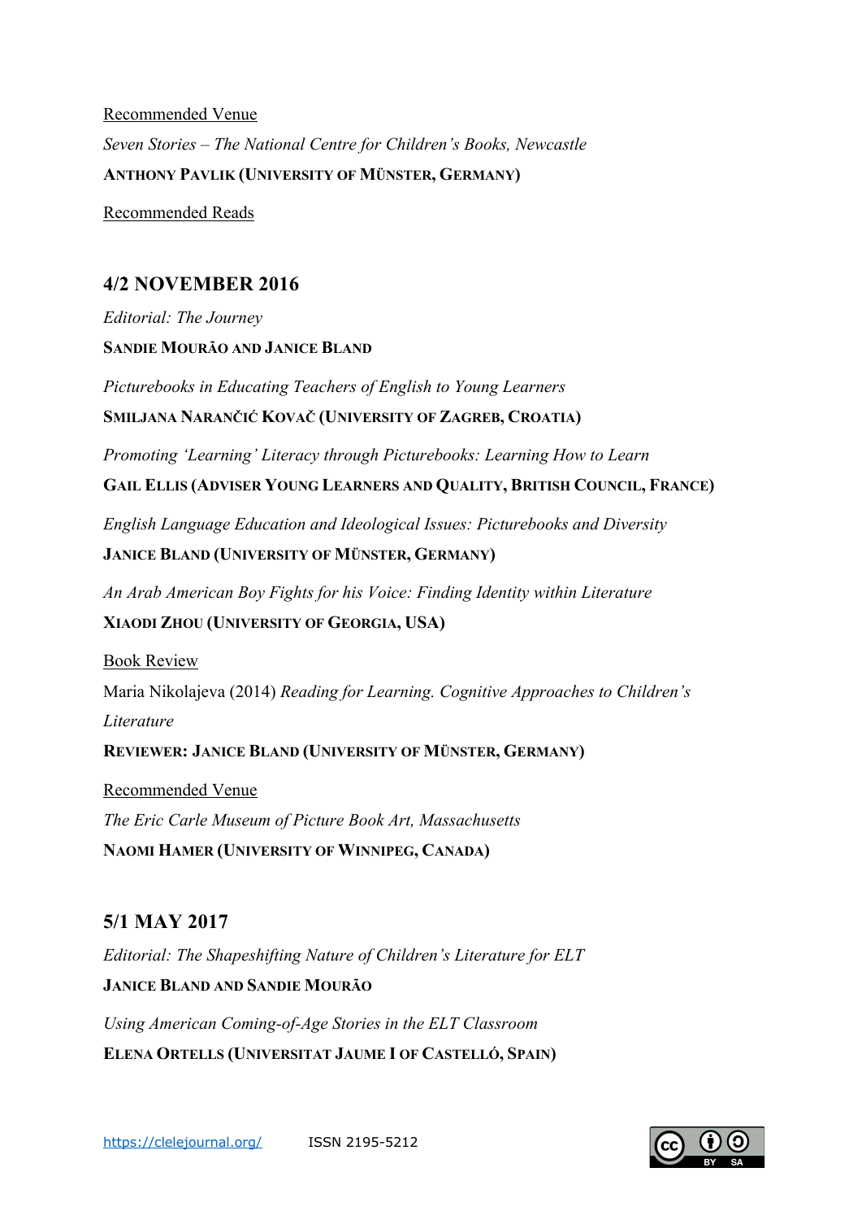Recommended Venue

*Seven Stories – The National Centre for Children's Books, Newcastle*

**ANTHONY PAVLIK (UNIVERSITY OF MÜNSTER, GERMANY)**

Recommended Reads

## 4/2 NOVEMBER 2016

*Editorial: The Journey*

**SANDIE MOURÃO AND JANICE BLAND**

*Picturebooks in Educating Teachers of English to Young Learners*

**SMILJANA NARANČIĆ KOVAČ (UNIVERSITY OF ZAGREB, CROATIA)**

*Promoting 'Learning' Literacy through Picturebooks: Learning How to Learn*

**GAIL ELLIS (ADVISER YOUNG LEARNERS AND QUALITY, BRITISH COUNCIL, FRANCE)**

*English Language Education and Ideological Issues: Picturebooks and Diversity*

**JANICE BLAND (UNIVERSITY OF MÜNSTER, GERMANY)**

*An Arab American Boy Fights for his Voice: Finding Identity within Literature*

**XIAODI ZHOU (UNIVERSITY OF GEORGIA, USA)**

Book Review

Maria Nikolajeva (2014) *Reading for Learning. Cognitive Approaches to Children's Literature*

**REVIEWER: JANICE BLAND (UNIVERSITY OF MÜNSTER, GERMANY)**

Recommended Venue

*The Eric Carle Museum of Picture Book Art, Massachusetts*

**NAOMI HAMER (UNIVERSITY OF WINNIPEG, CANADA)**

## 5/1 MAY 2017

*Editorial: The Shapeshifting Nature of Children's Literature for ELT*

**JANICE BLAND AND SANDIE MOURÃO**

*Using American Coming-of-Age Stories in the ELT Classroom*

**ELENA ORTELLS (UNIVERSITAT JAUME I OF CASTELLÓ, SPAIN)**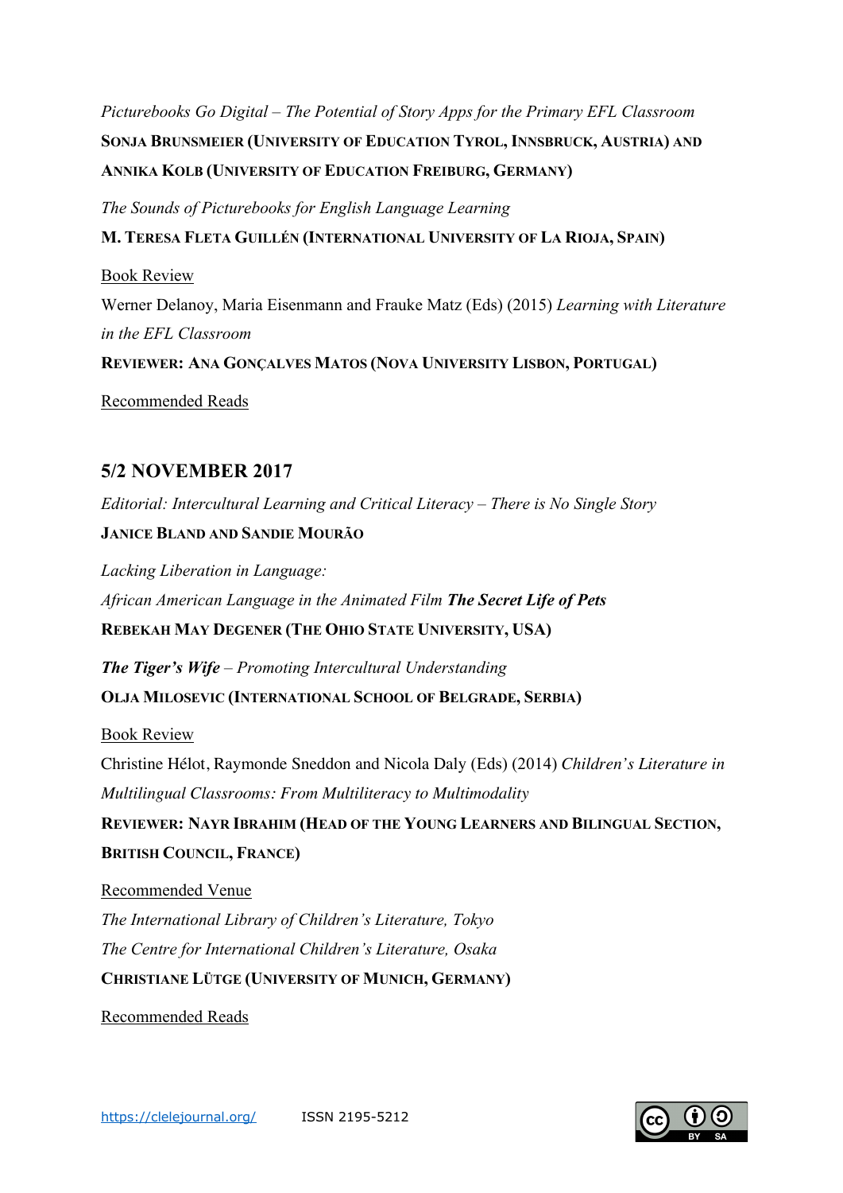*Picturebooks Go Digital – The Potential of Story Apps for the Primary EFL Classroom*

**SONJA BRUNSMEIER (UNIVERSITY OF EDUCATION TYROL, INNSBRUCK, AUSTRIA) AND ANNIKA KOLB (UNIVERSITY OF EDUCATION FREIBURG, GERMANY)**

*The Sounds of Picturebooks for English Language Learning*

**M. TERESA FLETA GUILLÉN (INTERNATIONAL UNIVERSITY OF LA RIOJA, SPAIN)**

Book Review

Werner Delanoy, Maria Eisenmann and Frauke Matz (Eds) (2015) *Learning with Literature in the EFL Classroom*

**REVIEWER: ANA GONÇALVES MATOS (NOVA UNIVERSITY LISBON, PORTUGAL)**

Recommended Reads

## 5/2 NOVEMBER 2017

*Editorial: Intercultural Learning and Critical Literacy – There is No Single Story*

**JANICE BLAND AND SANDIE MOURÃO**

*Lacking Liberation in Language:*
*African American Language in the Animated Film* ***The Secret Life of Pets***

**REBEKAH MAY DEGENER (THE OHIO STATE UNIVERSITY, USA)**

***The Tiger's Wife*** *– Promoting Intercultural Understanding*

**OLJA MILOSEVIC (INTERNATIONAL SCHOOL OF BELGRADE, SERBIA)**

Book Review

Christine Hélot, Raymonde Sneddon and Nicola Daly (Eds) (2014) *Children's Literature in Multilingual Classrooms: From Multiliteracy to Multimodality*

**REVIEWER: NAYR IBRAHIM (HEAD OF THE YOUNG LEARNERS AND BILINGUAL SECTION, BRITISH COUNCIL, FRANCE)**

Recommended Venue

*The International Library of Children's Literature, Tokyo*
*The Centre for International Children's Literature, Osaka*

**CHRISTIANE LÜTGE (UNIVERSITY OF MUNICH, GERMANY)**

Recommended Reads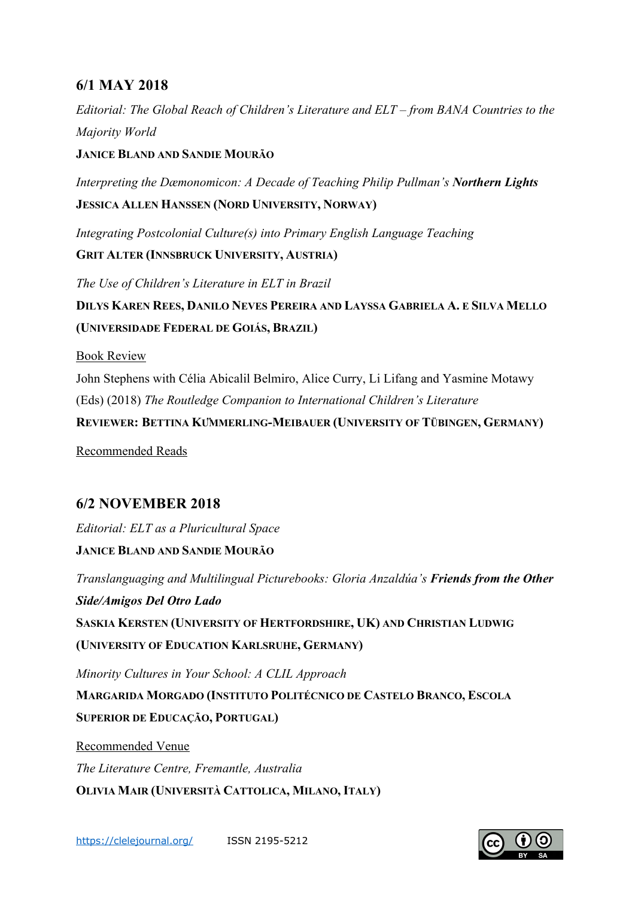## 6/1 MAY 2018

*Editorial: The Global Reach of Children's Literature and ELT – from BANA Countries to the Majority World*

**JANICE BLAND AND SANDIE MOURÃO**

*Interpreting the Dæmonomicon: A Decade of Teaching Philip Pullman's* ***Northern Lights***

**JESSICA ALLEN HANSSEN (NORD UNIVERSITY, NORWAY)**

*Integrating Postcolonial Culture(s) into Primary English Language Teaching*

**GRIT ALTER (INNSBRUCK UNIVERSITY, AUSTRIA)**

*The Use of Children's Literature in ELT in Brazil*

**DILYS KAREN REES, DANILO NEVES PEREIRA AND LAYSSA GABRIELA A. E SILVA MELLO (UNIVERSIDADE FEDERAL DE GOIÁS, BRAZIL)**

Book Review

John Stephens with Célia Abicalil Belmiro, Alice Curry, Li Lifang and Yasmine Motawy (Eds) (2018) *The Routledge Companion to International Children's Literature*

**REVIEWER: BETTINA KÜMMERLING-MEIBAUER (UNIVERSITY OF TÜBINGEN, GERMANY)**

Recommended Reads

## 6/2 NOVEMBER 2018

*Editorial: ELT as a Pluricultural Space*

**JANICE BLAND AND SANDIE MOURÃO**

*Translanguaging and Multilingual Picturebooks: Gloria Anzaldúa's* ***Friends from the Other Side/Amigos Del Otro Lado***

**SASKIA KERSTEN (UNIVERSITY OF HERTFORDSHIRE, UK) AND CHRISTIAN LUDWIG (UNIVERSITY OF EDUCATION KARLSRUHE, GERMANY)**

*Minority Cultures in Your School: A CLIL Approach*

**MARGARIDA MORGADO (INSTITUTO POLITÉCNICO DE CASTELO BRANCO, ESCOLA SUPERIOR DE EDUCAÇÃO, PORTUGAL)**

Recommended Venue

*The Literature Centre, Fremantle, Australia*

**OLIVIA MAIR (UNIVERSITÀ CATTOLICA, MILANO, ITALY)**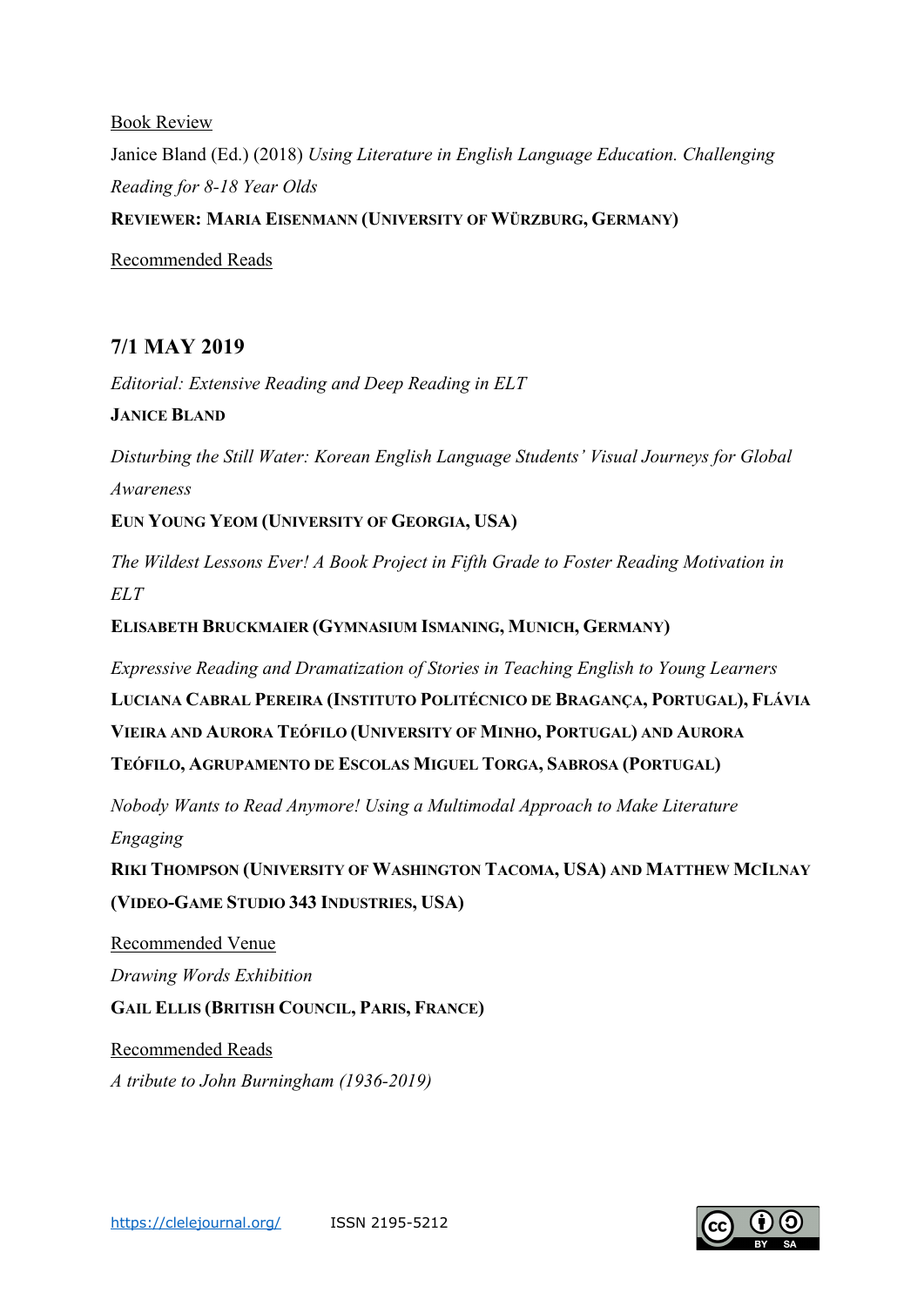Book Review

Janice Bland (Ed.) (2018) *Using Literature in English Language Education. Challenging Reading for 8-18 Year Olds*

**Reviewer: Maria Eisenmann (University of Würzburg, Germany)**

Recommended Reads

## 7/1 MAY 2019

*Editorial: Extensive Reading and Deep Reading in ELT*

**Janice Bland**

*Disturbing the Still Water: Korean English Language Students' Visual Journeys for Global Awareness*

**Eun Young Yeom (University of Georgia, USA)**

*The Wildest Lessons Ever! A Book Project in Fifth Grade to Foster Reading Motivation in ELT*

**Elisabeth Bruckmaier (Gymnasium Ismaning, Munich, Germany)**

*Expressive Reading and Dramatization of Stories in Teaching English to Young Learners*

**Luciana Cabral Pereira (Instituto Politécnico de Bragança, Portugal), Flávia Vieira and Aurora Teófilo (University of Minho, Portugal) and Aurora Teófilo, Agrupamento de Escolas Miguel Torga, Sabrosa (Portugal)**

*Nobody Wants to Read Anymore! Using a Multimodal Approach to Make Literature Engaging*

**Riki Thompson (University of Washington Tacoma, USA) and Matthew McIlnay (Video-Game Studio 343 Industries, USA)**

Recommended Venue

*Drawing Words Exhibition*

**Gail Ellis (British Council, Paris, France)**

Recommended Reads

*A tribute to John Burningham (1936-2019)*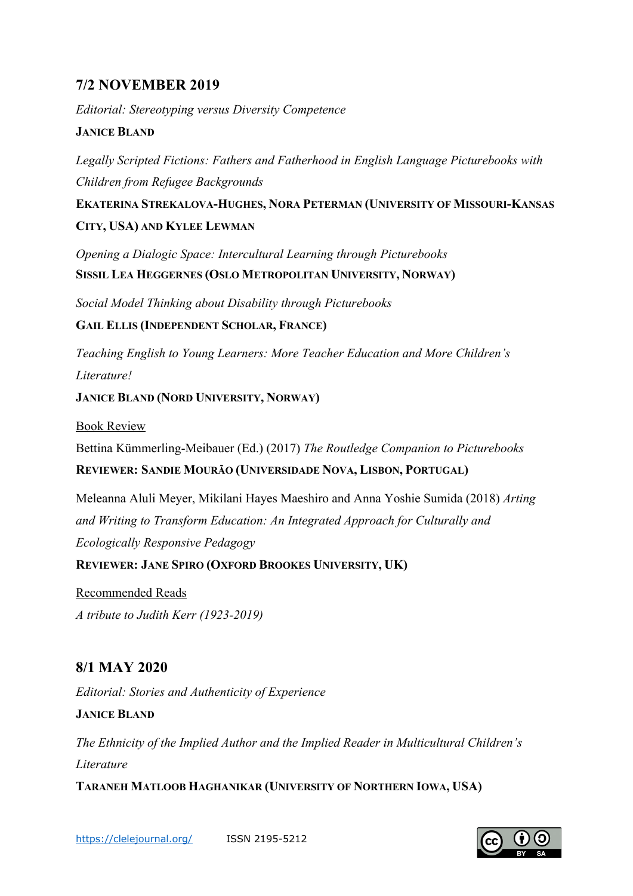## 7/2 NOVEMBER 2019

*Editorial: Stereotyping versus Diversity Competence*

**JANICE BLAND**

*Legally Scripted Fictions: Fathers and Fatherhood in English Language Picturebooks with Children from Refugee Backgrounds*

**EKATERINA STREKALOVA-HUGHES, NORA PETERMAN (UNIVERSITY OF MISSOURI-KANSAS CITY, USA) AND KYLEE LEWMAN**

*Opening a Dialogic Space: Intercultural Learning through Picturebooks*

**SISSIL LEA HEGGERNES (OSLO METROPOLITAN UNIVERSITY, NORWAY)**

*Social Model Thinking about Disability through Picturebooks*

**GAIL ELLIS (INDEPENDENT SCHOLAR, FRANCE)**

*Teaching English to Young Learners: More Teacher Education and More Children's Literature!*

**JANICE BLAND (NORD UNIVERSITY, NORWAY)**

Book Review

Bettina Kümmerling-Meibauer (Ed.) (2017) *The Routledge Companion to Picturebooks*

**REVIEWER: SANDIE MOURÃO (UNIVERSIDADE NOVA, LISBON, PORTUGAL)**

Meleanna Aluli Meyer, Mikilani Hayes Maeshiro and Anna Yoshie Sumida (2018) *Arting and Writing to Transform Education: An Integrated Approach for Culturally and Ecologically Responsive Pedagogy*

**REVIEWER: JANE SPIRO (OXFORD BROOKES UNIVERSITY, UK)**

Recommended Reads

*A tribute to Judith Kerr (1923-2019)*

## 8/1 MAY 2020

*Editorial: Stories and Authenticity of Experience*

**JANICE BLAND**

*The Ethnicity of the Implied Author and the Implied Reader in Multicultural Children's Literature*

**TARANEH MATLOOB HAGHANIKAR (UNIVERSITY OF NORTHERN IOWA, USA)**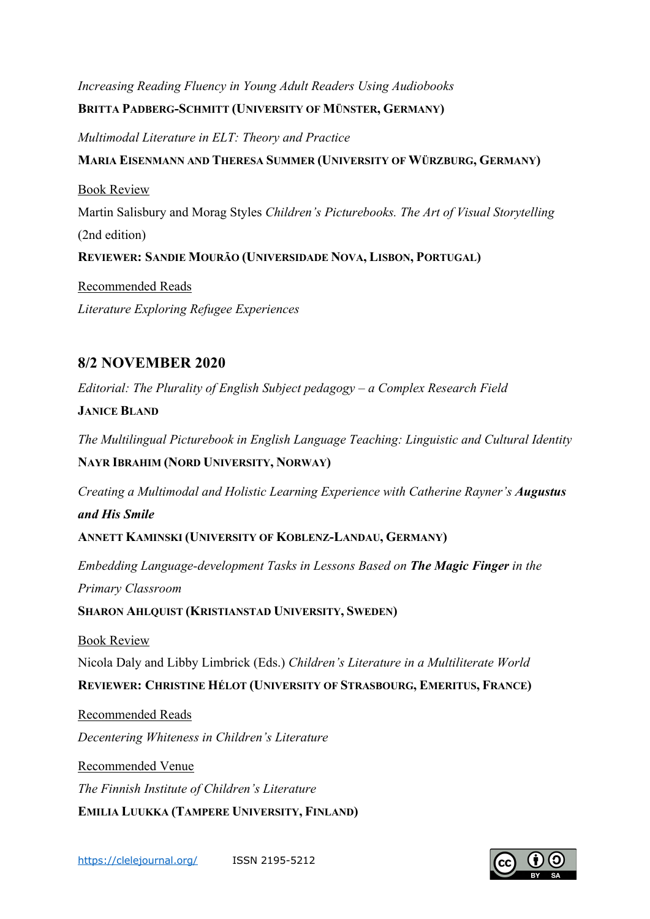*Increasing Reading Fluency in Young Adult Readers Using Audiobooks*

**BRITTA PADBERG-SCHMITT (UNIVERSITY OF MÜNSTER, GERMANY)**

*Multimodal Literature in ELT: Theory and Practice*

**MARIA EISENMANN AND THERESA SUMMER (UNIVERSITY OF WÜRZBURG, GERMANY)**

Book Review

Martin Salisbury and Morag Styles *Children's Picturebooks. The Art of Visual Storytelling* (2nd edition)

**REVIEWER: SANDIE MOURÃO (UNIVERSIDADE NOVA, LISBON, PORTUGAL)**

Recommended Reads

*Literature Exploring Refugee Experiences*

## 8/2 NOVEMBER 2020

*Editorial: The Plurality of English Subject pedagogy – a Complex Research Field*

**JANICE BLAND**

*The Multilingual Picturebook in English Language Teaching: Linguistic and Cultural Identity*

**NAYR IBRAHIM (NORD UNIVERSITY, NORWAY)**

*Creating a Multimodal and Holistic Learning Experience with Catherine Rayner's* ***Augustus and His Smile***

**ANNETT KAMINSKI (UNIVERSITY OF KOBLENZ-LANDAU, GERMANY)**

*Embedding Language-development Tasks in Lessons Based on* ***The Magic Finger*** *in the Primary Classroom*

**SHARON AHLQUIST (KRISTIANSTAD UNIVERSITY, SWEDEN)**

Book Review

Nicola Daly and Libby Limbrick (Eds.) *Children's Literature in a Multiliterate World*

**REVIEWER: CHRISTINE HÉLOT (UNIVERSITY OF STRASBOURG, EMERITUS, FRANCE)**

Recommended Reads

*Decentering Whiteness in Children's Literature*

Recommended Venue

*The Finnish Institute of Children's Literature*

**EMILIA LUUKKA (TAMPERE UNIVERSITY, FINLAND)**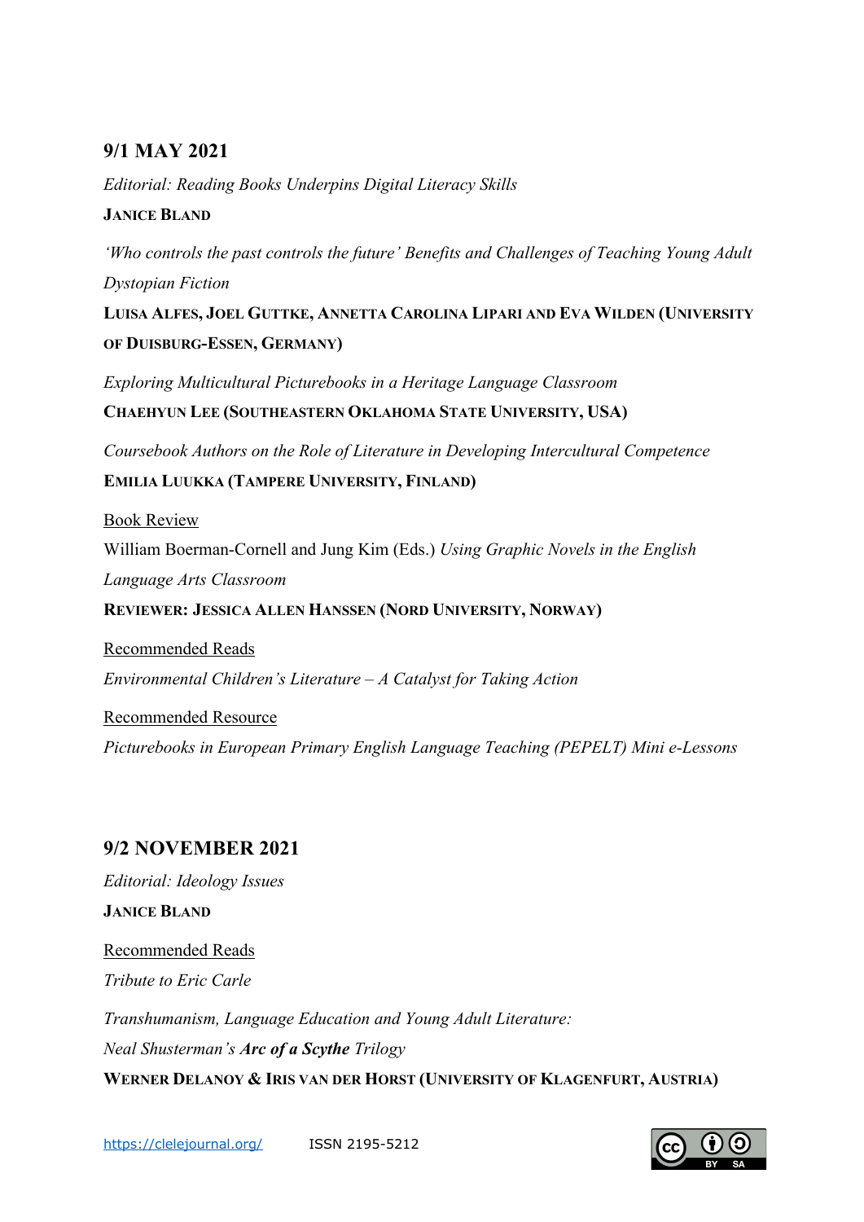## 9/1 MAY 2021

*Editorial: Reading Books Underpins Digital Literacy Skills*

**JANICE BLAND**

*'Who controls the past controls the future' Benefits and Challenges of Teaching Young Adult Dystopian Fiction*

**LUISA ALFES, JOEL GUTTKE, ANNETTA CAROLINA LIPARI AND EVA WILDEN (UNIVERSITY OF DUISBURG-ESSEN, GERMANY)**

*Exploring Multicultural Picturebooks in a Heritage Language Classroom*

**CHAEHYUN LEE (SOUTHEASTERN OKLAHOMA STATE UNIVERSITY, USA)**

*Coursebook Authors on the Role of Literature in Developing Intercultural Competence*

**EMILIA LUUKKA (TAMPERE UNIVERSITY, FINLAND)**

Book Review

William Boerman-Cornell and Jung Kim (Eds.) *Using Graphic Novels in the English Language Arts Classroom*

**REVIEWER: JESSICA ALLEN HANSSEN (NORD UNIVERSITY, NORWAY)**

Recommended Reads

*Environmental Children's Literature – A Catalyst for Taking Action*

Recommended Resource

*Picturebooks in European Primary English Language Teaching (PEPELT) Mini e-Lessons*

## 9/2 NOVEMBER 2021

*Editorial: Ideology Issues*

**JANICE BLAND**

Recommended Reads

*Tribute to Eric Carle*

*Transhumanism, Language Education and Young Adult Literature: Neal Shusterman's* ***Arc of a Scythe*** *Trilogy*

**WERNER DELANOY & IRIS VAN DER HORST (UNIVERSITY OF KLAGENFURT, AUSTRIA)**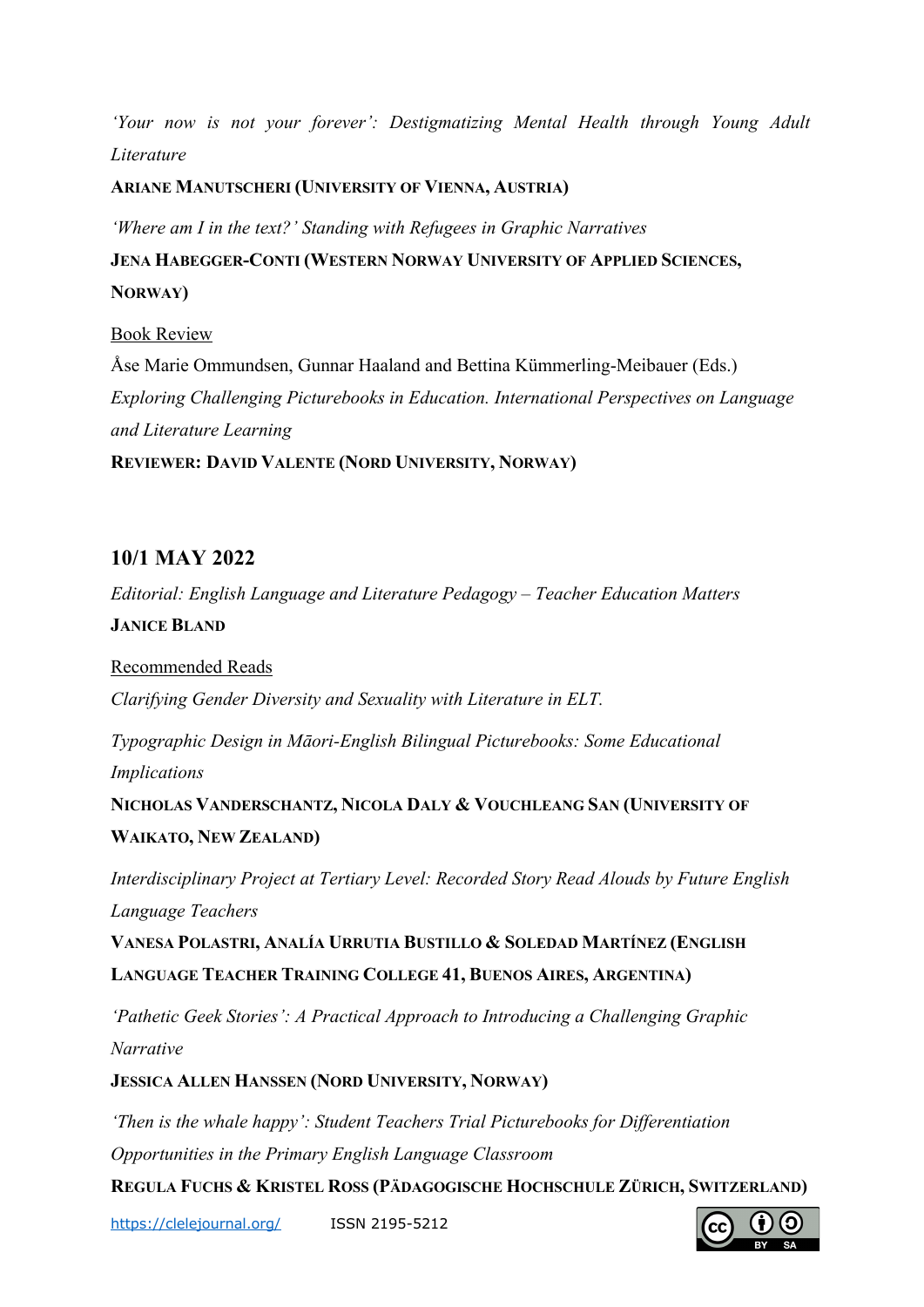*'Your now is not your forever': Destigmatizing Mental Health through Young Adult Literature*

**ARIANE MANUTSCHERI (UNIVERSITY OF VIENNA, AUSTRIA)**

*'Where am I in the text?' Standing with Refugees in Graphic Narratives*

**JENA HABEGGER-CONTI (WESTERN NORWAY UNIVERSITY OF APPLIED SCIENCES, NORWAY)**

Book Review

Åse Marie Ommundsen, Gunnar Haaland and Bettina Kümmerling-Meibauer (Eds.)
*Exploring Challenging Picturebooks in Education. International Perspectives on Language and Literature Learning*

**REVIEWER: DAVID VALENTE (NORD UNIVERSITY, NORWAY)**

## 10/1 MAY 2022

*Editorial: English Language and Literature Pedagogy – Teacher Education Matters*

**JANICE BLAND**

Recommended Reads

*Clarifying Gender Diversity and Sexuality with Literature in ELT.*

*Typographic Design in Māori-English Bilingual Picturebooks: Some Educational Implications*

**NICHOLAS VANDERSCHANTZ, NICOLA DALY & VOUCHLEANG SAN (UNIVERSITY OF WAIKATO, NEW ZEALAND)**

*Interdisciplinary Project at Tertiary Level: Recorded Story Read Alouds by Future English Language Teachers*

**VANESA POLASTRI, ANALÍA URRUTIA BUSTILLO & SOLEDAD MARTÍNEZ (ENGLISH LANGUAGE TEACHER TRAINING COLLEGE 41, BUENOS AIRES, ARGENTINA)**

*'Pathetic Geek Stories': A Practical Approach to Introducing a Challenging Graphic Narrative*

**JESSICA ALLEN HANSSEN (NORD UNIVERSITY, NORWAY)**

*'Then is the whale happy': Student Teachers Trial Picturebooks for Differentiation Opportunities in the Primary English Language Classroom*

**REGULA FUCHS & KRISTEL ROSS (PÄDAGOGISCHE HOCHSCHULE ZÜRICH, SWITZERLAND)**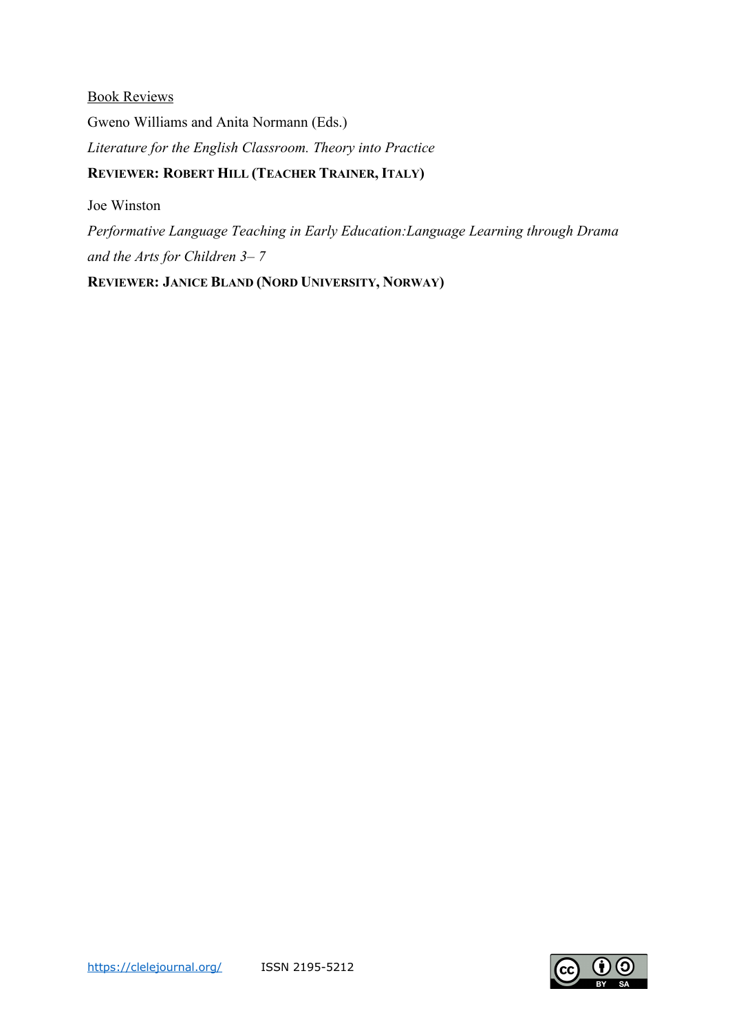Book Reviews

Gweno Williams and Anita Normann (Eds.)

*Literature for the English Classroom. Theory into Practice*

**REVIEWER: ROBERT HILL (TEACHER TRAINER, ITALY)**

Joe Winston

*Performative Language Teaching in Early Education:Language Learning through Drama and the Arts for Children 3– 7*

**REVIEWER: JANICE BLAND (NORD UNIVERSITY, NORWAY)**